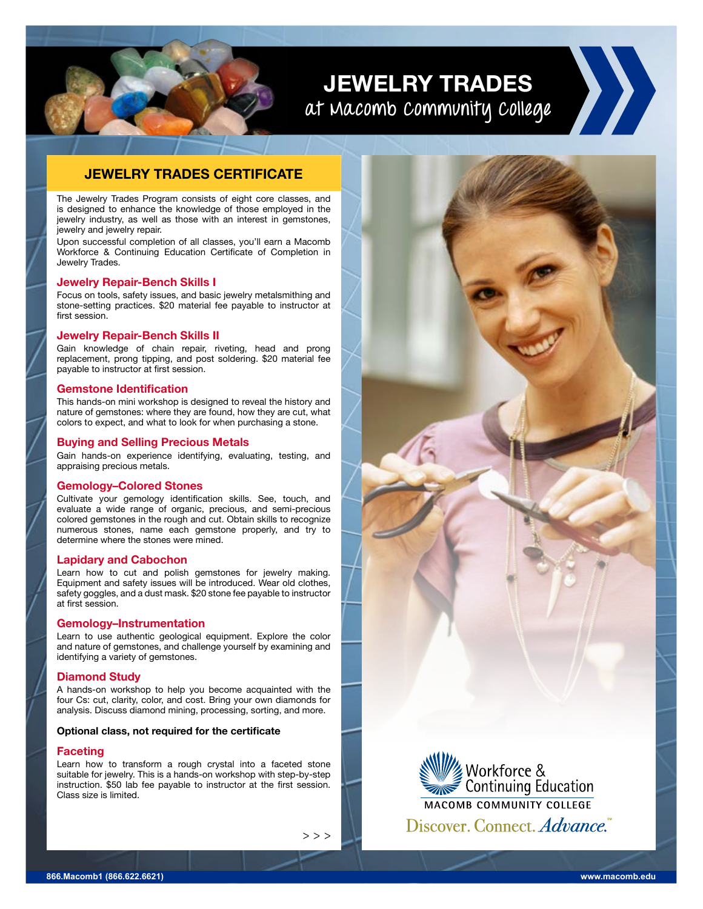# JEWELRY TRADES
at Macomb Community College

## JEWELRY TRADES CERTIFICATE

The Jewelry Trades Program consists of eight core classes, and is designed to enhance the knowledge of those employed in the jewelry industry, as well as those with an interest in gemstones, jewelry and jewelry repair.

Upon successful completion of all classes, you'll earn a Macomb Workforce & Continuing Education Certificate of Completion in Jewelry Trades.

### Jewelry Repair-Bench Skills I

Focus on tools, safety issues, and basic jewelry metalsmithing and stone-setting practices. $20 material fee payable to instructor at first session.

### Jewelry Repair-Bench Skills II

Gain knowledge of chain repair, riveting, head and prong replacement, prong tipping, and post soldering. $20 material fee payable to instructor at first session.

### Gemstone Identification

This hands-on mini workshop is designed to reveal the history and nature of gemstones: where they are found, how they are cut, what colors to expect, and what to look for when purchasing a stone.

### Buying and Selling Precious Metals

Gain hands-on experience identifying, evaluating, testing, and appraising precious metals.

### Gemology–Colored Stones

Cultivate your gemology identification skills. See, touch, and evaluate a wide range of organic, precious, and semi-precious colored gemstones in the rough and cut. Obtain skills to recognize numerous stones, name each gemstone properly, and try to determine where the stones were mined.

### Lapidary and Cabochon

Learn how to cut and polish gemstones for jewelry making. Equipment and safety issues will be introduced. Wear old clothes, safety goggles, and a dust mask. $20 stone fee payable to instructor at first session.

### Gemology–Instrumentation

Learn to use authentic geological equipment. Explore the color and nature of gemstones, and challenge yourself by examining and identifying a variety of gemstones.

### Diamond Study

A hands-on workshop to help you become acquainted with the four Cs: cut, clarity, color, and cost. Bring your own diamonds for analysis. Discuss diamond mining, processing, sorting, and more.

**Optional class, not required for the certificate**

### Faceting

Learn how to transform a rough crystal into a faceted stone suitable for jewelry. This is a hands-on workshop with step-by-step instruction. $50 lab fee payable to instructor at the first session. Class size is limited.

\> > >

Workforce & Continuing Education
MACOMB COMMUNITY COLLEGE
Discover. Connect. *Advance.*℠

866.Macomb1 (866.622.6621) www.macomb.edu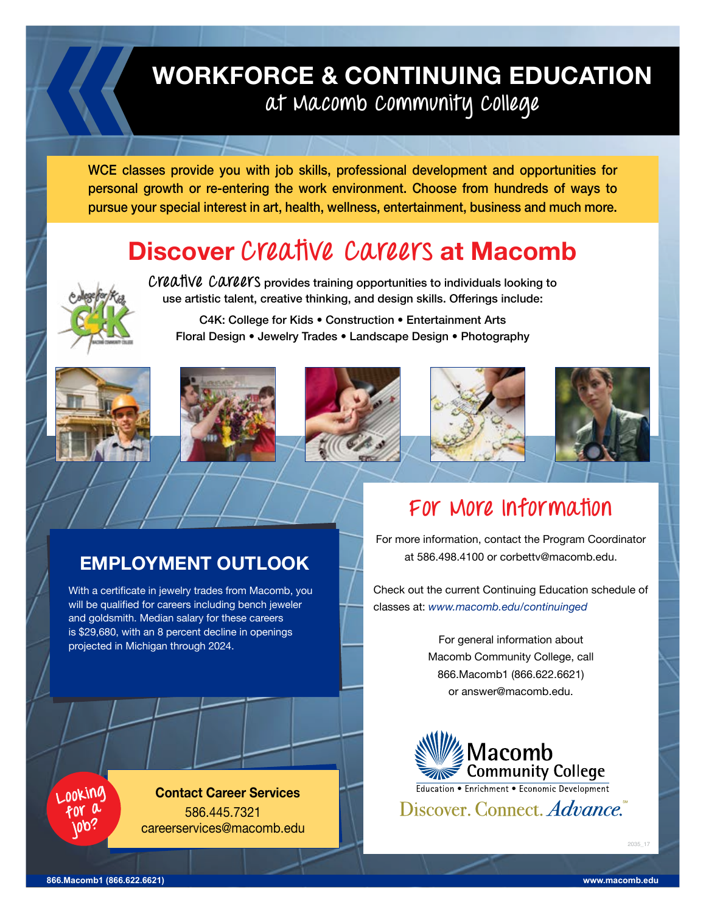# WORKFORCE & CONTINUING EDUCATION

at Macomb Community College

WCE classes provide you with job skills, professional development and opportunities for personal growth or re-entering the work environment. Choose from hundreds of ways to pursue your special interest in art, health, wellness, entertainment, business and much more.

## Discover Creative Careers at Macomb

Creative Careers provides training opportunities to individuals looking to use artistic talent, creative thinking, and design skills. Offerings include:

C4K: College for Kids • Construction • Entertainment Arts
Floral Design • Jewelry Trades • Landscape Design • Photography

## EMPLOYMENT OUTLOOK

With a certificate in jewelry trades from Macomb, you will be qualified for careers including bench jeweler and goldsmith. Median salary for these careers is $29,680, with an 8 percent decline in openings projected in Michigan through 2024.

## For More Information

For more information, contact the Program Coordinator at 586.498.4100 or corbettv@macomb.edu.

Check out the current Continuing Education schedule of classes at: *www.macomb.edu/continuinged*

For general information about Macomb Community College, call 866.Macomb1 (866.622.6621) or answer@macomb.edu.

Looking for a job?

**Contact Career Services**
586.445.7321
careerservices@macomb.edu

Macomb Community College
Education • Enrichment • Economic Development
Discover. Connect. *Advance.*

2035_17